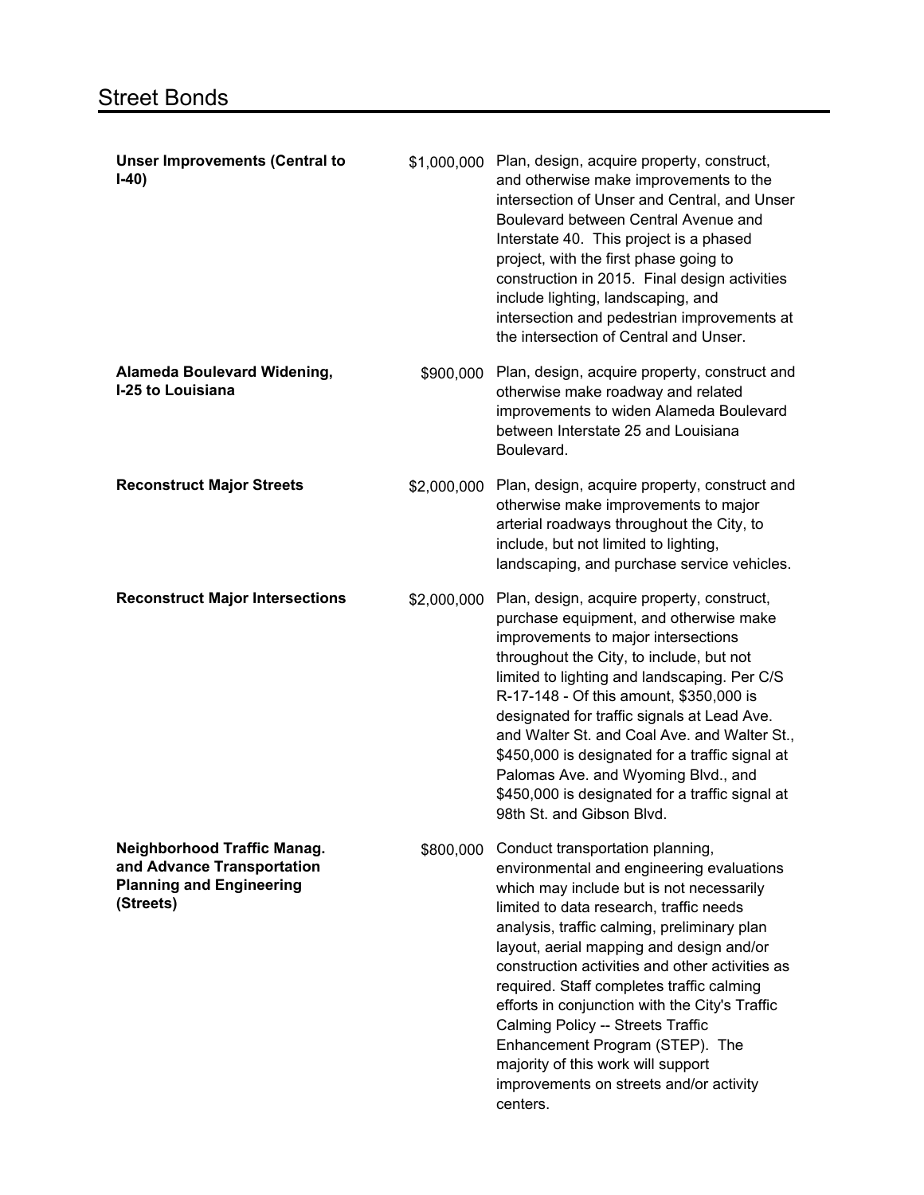# Street Bonds

| Project | Amount | Description |
| --- | --- | --- |
| **Unser Improvements (Central to I-40)** | $1,000,000 | Plan, design, acquire property, construct, and otherwise make improvements to the intersection of Unser and Central, and Unser Boulevard between Central Avenue and Interstate 40. This project is a phased project, with the first phase going to construction in 2015. Final design activities include lighting, landscaping, and intersection and pedestrian improvements at the intersection of Central and Unser. |
| **Alameda Boulevard Widening, I-25 to Louisiana** | $900,000 | Plan, design, acquire property, construct and otherwise make roadway and related improvements to widen Alameda Boulevard between Interstate 25 and Louisiana Boulevard. |
| **Reconstruct Major Streets** | $2,000,000 | Plan, design, acquire property, construct and otherwise make improvements to major arterial roadways throughout the City, to include, but not limited to lighting, landscaping, and purchase service vehicles. |
| **Reconstruct Major Intersections** | $2,000,000 | Plan, design, acquire property, construct, purchase equipment, and otherwise make improvements to major intersections throughout the City, to include, but not limited to lighting and landscaping. Per C/S R-17-148 - Of this amount, $350,000 is designated for traffic signals at Lead Ave. and Walter St. and Coal Ave. and Walter St., $450,000 is designated for a traffic signal at Palomas Ave. and Wyoming Blvd., and $450,000 is designated for a traffic signal at 98th St. and Gibson Blvd. |
| **Neighborhood Traffic Manag. and Advance Transportation Planning and Engineering (Streets)** | $800,000 | Conduct transportation planning, environmental and engineering evaluations which may include but is not necessarily limited to data research, traffic needs analysis, traffic calming, preliminary plan layout, aerial mapping and design and/or construction activities and other activities as required. Staff completes traffic calming efforts in conjunction with the City's Traffic Calming Policy -- Streets Traffic Enhancement Program (STEP). The majority of this work will support improvements on streets and/or activity centers. |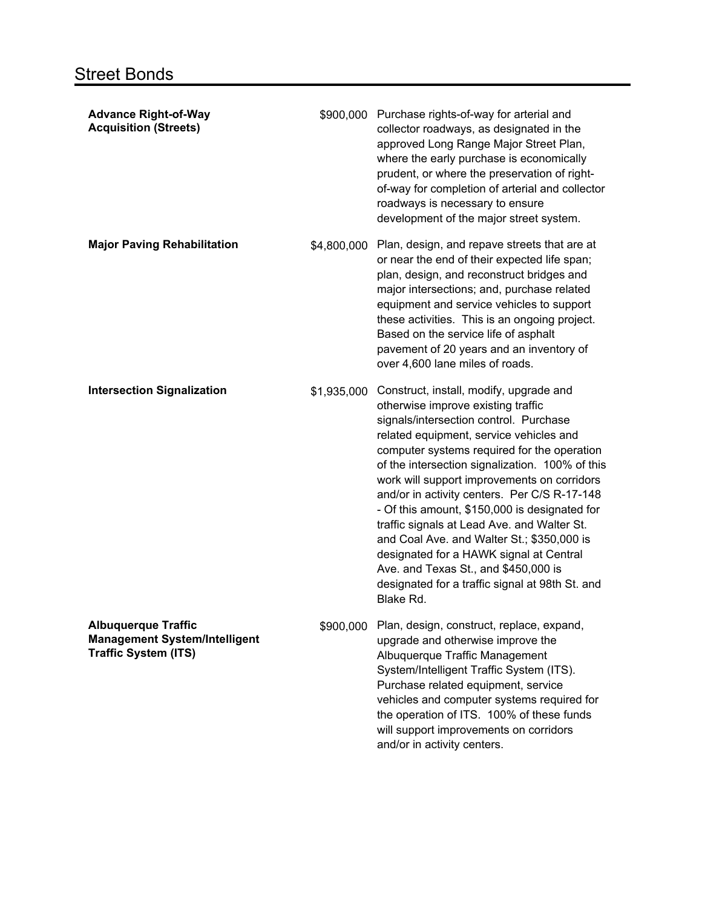# Street Bonds

| | | |
|---|---|---|
| **Advance Right-of-Way Acquisition (Streets)** | $900,000 | Purchase rights-of-way for arterial and collector roadways, as designated in the approved Long Range Major Street Plan, where the early purchase is economically prudent, or where the preservation of right-of-way for completion of arterial and collector roadways is necessary to ensure development of the major street system. |
| **Major Paving Rehabilitation** | $4,800,000 | Plan, design, and repave streets that are at or near the end of their expected life span; plan, design, and reconstruct bridges and major intersections; and, purchase related equipment and service vehicles to support these activities. This is an ongoing project. Based on the service life of asphalt pavement of 20 years and an inventory of over 4,600 lane miles of roads. |
| **Intersection Signalization** | $1,935,000 | Construct, install, modify, upgrade and otherwise improve existing traffic signals/intersection control. Purchase related equipment, service vehicles and computer systems required for the operation of the intersection signalization. 100% of this work will support improvements on corridors and/or in activity centers. Per C/S R-17-148 - Of this amount, $150,000 is designated for traffic signals at Lead Ave. and Walter St. and Coal Ave. and Walter St.; $350,000 is designated for a HAWK signal at Central Ave. and Texas St., and $450,000 is designated for a traffic signal at 98th St. and Blake Rd. |
| **Albuquerque Traffic Management System/Intelligent Traffic System (ITS)** | $900,000 | Plan, design, construct, replace, expand, upgrade and otherwise improve the Albuquerque Traffic Management System/Intelligent Traffic System (ITS). Purchase related equipment, service vehicles and computer systems required for the operation of ITS. 100% of these funds will support improvements on corridors and/or in activity centers. |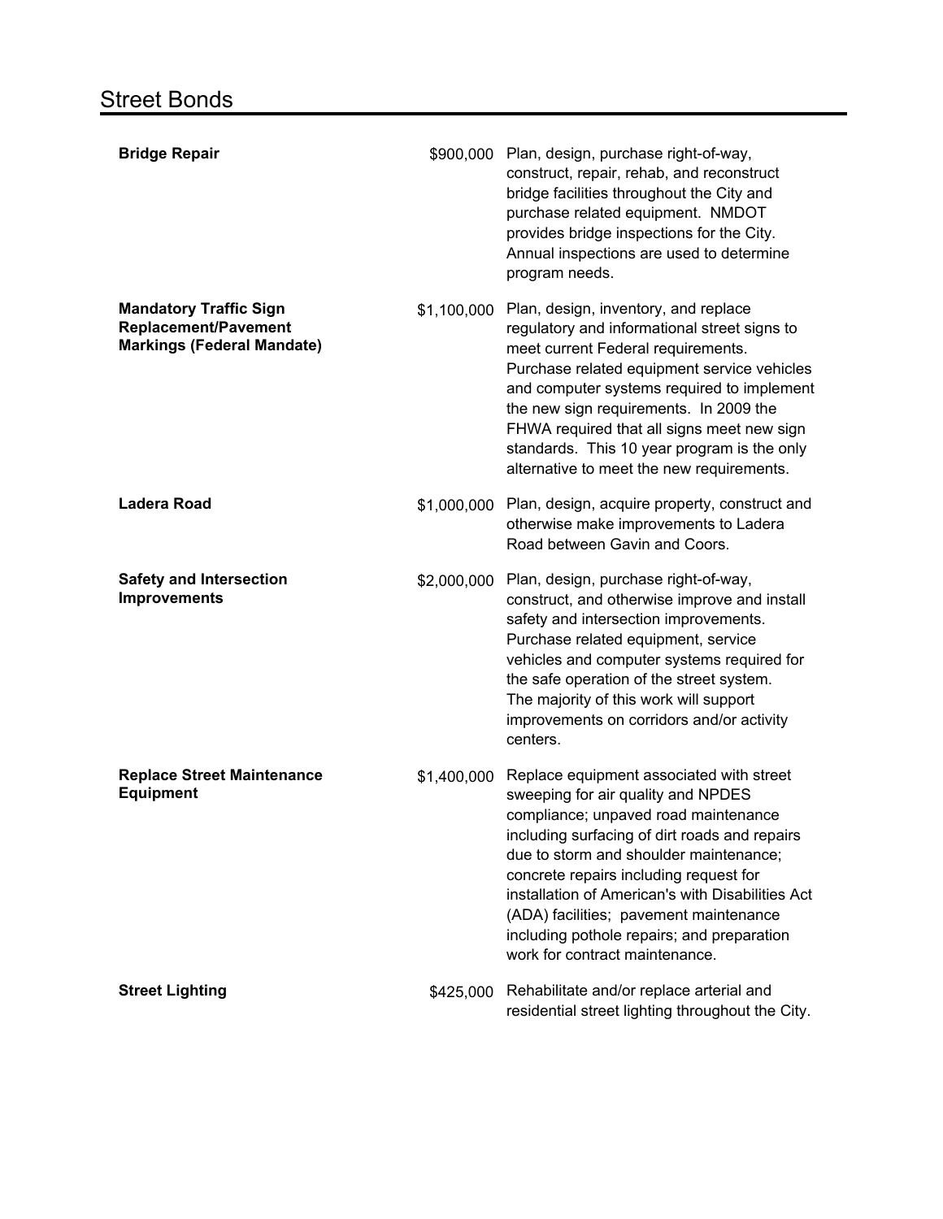# Street Bonds

| Project | Amount | Description |
| --- | --- | --- |
| **Bridge Repair** | $900,000 | Plan, design, purchase right-of-way, construct, repair, rehab, and reconstruct bridge facilities throughout the City and purchase related equipment. NMDOT provides bridge inspections for the City. Annual inspections are used to determine program needs. |
| **Mandatory Traffic Sign Replacement/Pavement Markings (Federal Mandate)** | $1,100,000 | Plan, design, inventory, and replace regulatory and informational street signs to meet current Federal requirements. Purchase related equipment service vehicles and computer systems required to implement the new sign requirements. In 2009 the FHWA required that all signs meet new sign standards. This 10 year program is the only alternative to meet the new requirements. |
| **Ladera Road** | $1,000,000 | Plan, design, acquire property, construct and otherwise make improvements to Ladera Road between Gavin and Coors. |
| **Safety and Intersection Improvements** | $2,000,000 | Plan, design, purchase right-of-way, construct, and otherwise improve and install safety and intersection improvements. Purchase related equipment, service vehicles and computer systems required for the safe operation of the street system. The majority of this work will support improvements on corridors and/or activity centers. |
| **Replace Street Maintenance Equipment** | $1,400,000 | Replace equipment associated with street sweeping for air quality and NPDES compliance; unpaved road maintenance including surfacing of dirt roads and repairs due to storm and shoulder maintenance; concrete repairs including request for installation of American's with Disabilities Act (ADA) facilities; pavement maintenance including pothole repairs; and preparation work for contract maintenance. |
| **Street Lighting** | $425,000 | Rehabilitate and/or replace arterial and residential street lighting throughout the City. |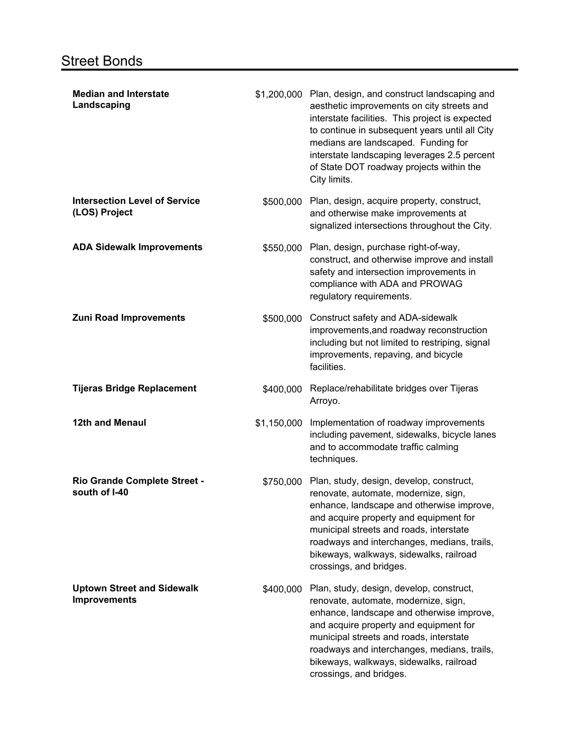# Street Bonds

| Project | Amount | Description |
|---|---|---|
| **Median and Interstate Landscaping** | $1,200,000 | Plan, design, and construct landscaping and aesthetic improvements on city streets and interstate facilities. This project is expected to continue in subsequent years until all City medians are landscaped. Funding for interstate landscaping leverages 2.5 percent of State DOT roadway projects within the City limits. |
| **Intersection Level of Service (LOS) Project** | $500,000 | Plan, design, acquire property, construct, and otherwise make improvements at signalized intersections throughout the City. |
| **ADA Sidewalk Improvements** | $550,000 | Plan, design, purchase right-of-way, construct, and otherwise improve and install safety and intersection improvements in compliance with ADA and PROWAG regulatory requirements. |
| **Zuni Road Improvements** | $500,000 | Construct safety and ADA-sidewalk improvements,and roadway reconstruction including but not limited to restriping, signal improvements, repaving, and bicycle facilities. |
| **Tijeras Bridge Replacement** | $400,000 | Replace/rehabilitate bridges over Tijeras Arroyo. |
| **12th and Menaul** | $1,150,000 | Implementation of roadway improvements including pavement, sidewalks, bicycle lanes and to accommodate traffic calming techniques. |
| **Rio Grande Complete Street - south of I-40** | $750,000 | Plan, study, design, develop, construct, renovate, automate, modernize, sign, enhance, landscape and otherwise improve, and acquire property and equipment for municipal streets and roads, interstate roadways and interchanges, medians, trails, bikeways, walkways, sidewalks, railroad crossings, and bridges. |
| **Uptown Street and Sidewalk Improvements** | $400,000 | Plan, study, design, develop, construct, renovate, automate, modernize, sign, enhance, landscape and otherwise improve, and acquire property and equipment for municipal streets and roads, interstate roadways and interchanges, medians, trails, bikeways, walkways, sidewalks, railroad crossings, and bridges. |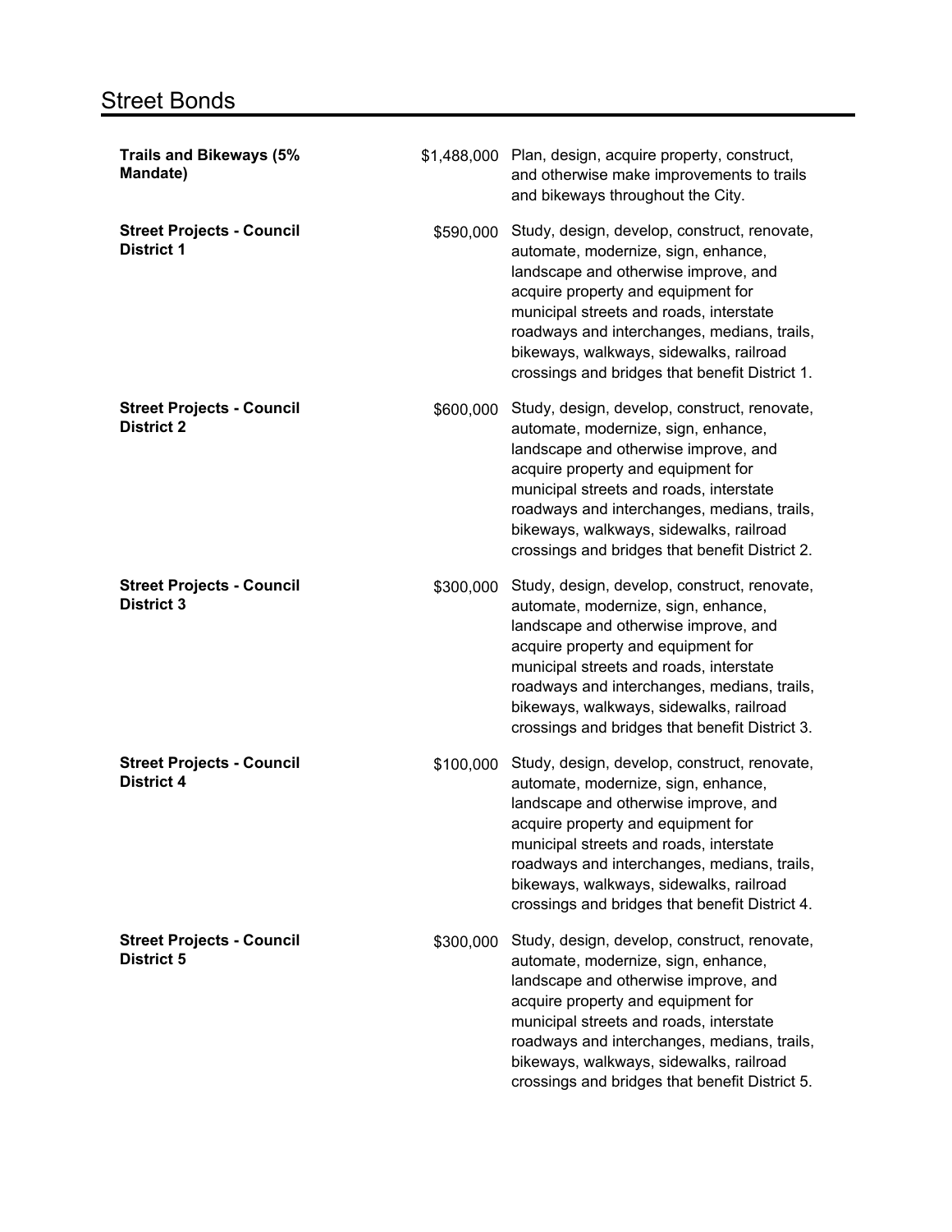## Street Bonds

| | | |
|---|---|---|
| **Trails and Bikeways (5% Mandate)** | $1,488,000 | Plan, design, acquire property, construct, and otherwise make improvements to trails and bikeways throughout the City. |
| **Street Projects - Council District 1** | $590,000 | Study, design, develop, construct, renovate, automate, modernize, sign, enhance, landscape and otherwise improve, and acquire property and equipment for municipal streets and roads, interstate roadways and interchanges, medians, trails, bikeways, walkways, sidewalks, railroad crossings and bridges that benefit District 1. |
| **Street Projects - Council District 2** | $600,000 | Study, design, develop, construct, renovate, automate, modernize, sign, enhance, landscape and otherwise improve, and acquire property and equipment for municipal streets and roads, interstate roadways and interchanges, medians, trails, bikeways, walkways, sidewalks, railroad crossings and bridges that benefit District 2. |
| **Street Projects - Council District 3** | $300,000 | Study, design, develop, construct, renovate, automate, modernize, sign, enhance, landscape and otherwise improve, and acquire property and equipment for municipal streets and roads, interstate roadways and interchanges, medians, trails, bikeways, walkways, sidewalks, railroad crossings and bridges that benefit District 3. |
| **Street Projects - Council District 4** | $100,000 | Study, design, develop, construct, renovate, automate, modernize, sign, enhance, landscape and otherwise improve, and acquire property and equipment for municipal streets and roads, interstate roadways and interchanges, medians, trails, bikeways, walkways, sidewalks, railroad crossings and bridges that benefit District 4. |
| **Street Projects - Council District 5** | $300,000 | Study, design, develop, construct, renovate, automate, modernize, sign, enhance, landscape and otherwise improve, and acquire property and equipment for municipal streets and roads, interstate roadways and interchanges, medians, trails, bikeways, walkways, sidewalks, railroad crossings and bridges that benefit District 5. |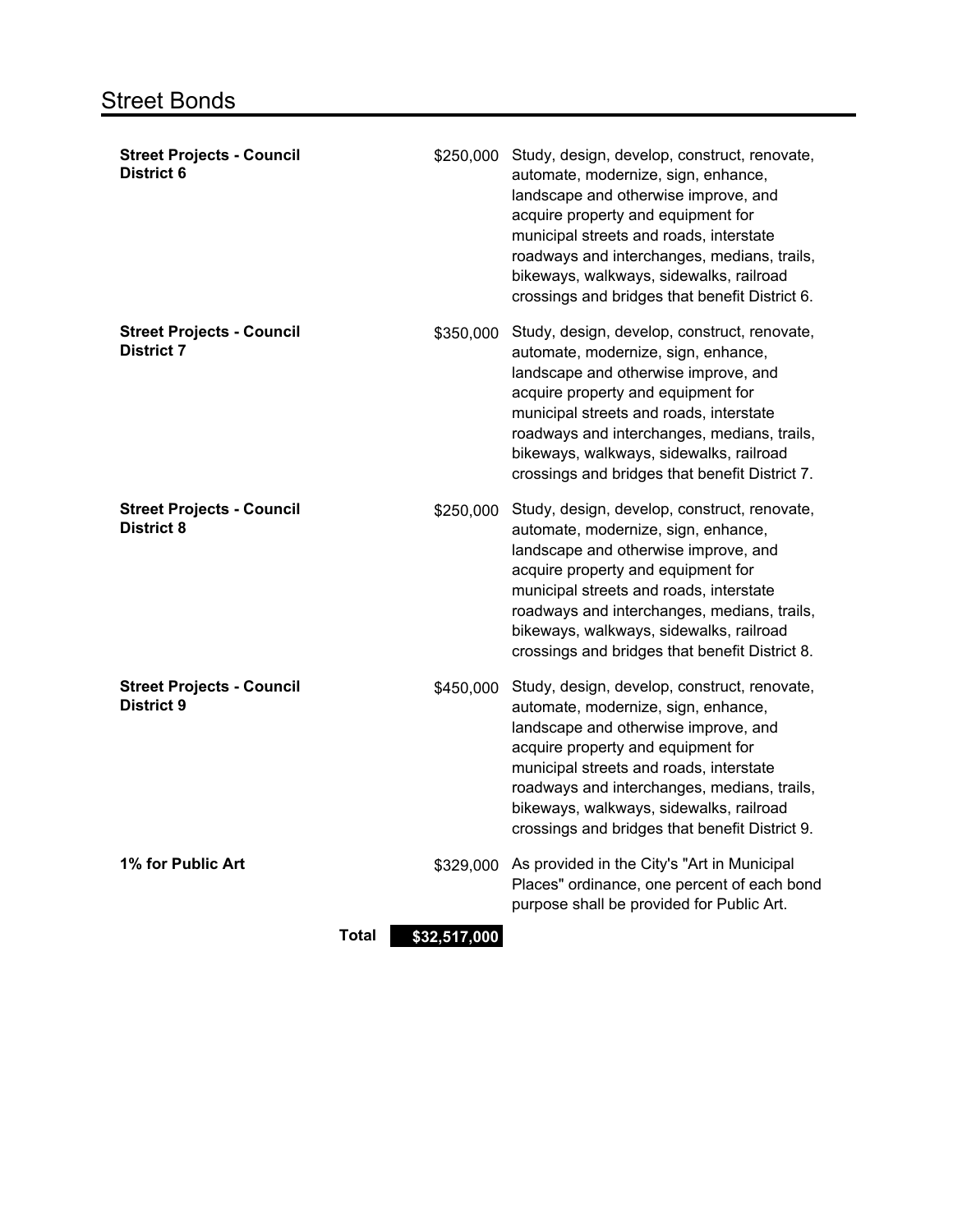# Street Bonds

| | | |
|---|---|---|
| **Street Projects - Council District 6** | $250,000 | Study, design, develop, construct, renovate, automate, modernize, sign, enhance, landscape and otherwise improve, and acquire property and equipment for municipal streets and roads, interstate roadways and interchanges, medians, trails, bikeways, walkways, sidewalks, railroad crossings and bridges that benefit District 6. |
| **Street Projects - Council District 7** | $350,000 | Study, design, develop, construct, renovate, automate, modernize, sign, enhance, landscape and otherwise improve, and acquire property and equipment for municipal streets and roads, interstate roadways and interchanges, medians, trails, bikeways, walkways, sidewalks, railroad crossings and bridges that benefit District 7. |
| **Street Projects - Council District 8** | $250,000 | Study, design, develop, construct, renovate, automate, modernize, sign, enhance, landscape and otherwise improve, and acquire property and equipment for municipal streets and roads, interstate roadways and interchanges, medians, trails, bikeways, walkways, sidewalks, railroad crossings and bridges that benefit District 8. |
| **Street Projects - Council District 9** | $450,000 | Study, design, develop, construct, renovate, automate, modernize, sign, enhance, landscape and otherwise improve, and acquire property and equipment for municipal streets and roads, interstate roadways and interchanges, medians, trails, bikeways, walkways, sidewalks, railroad crossings and bridges that benefit District 9. |
| **1% for Public Art** | $329,000 | As provided in the City's "Art in Municipal Places" ordinance, one percent of each bond purpose shall be provided for Public Art. |
| **Total** | **$32,517,000** | |